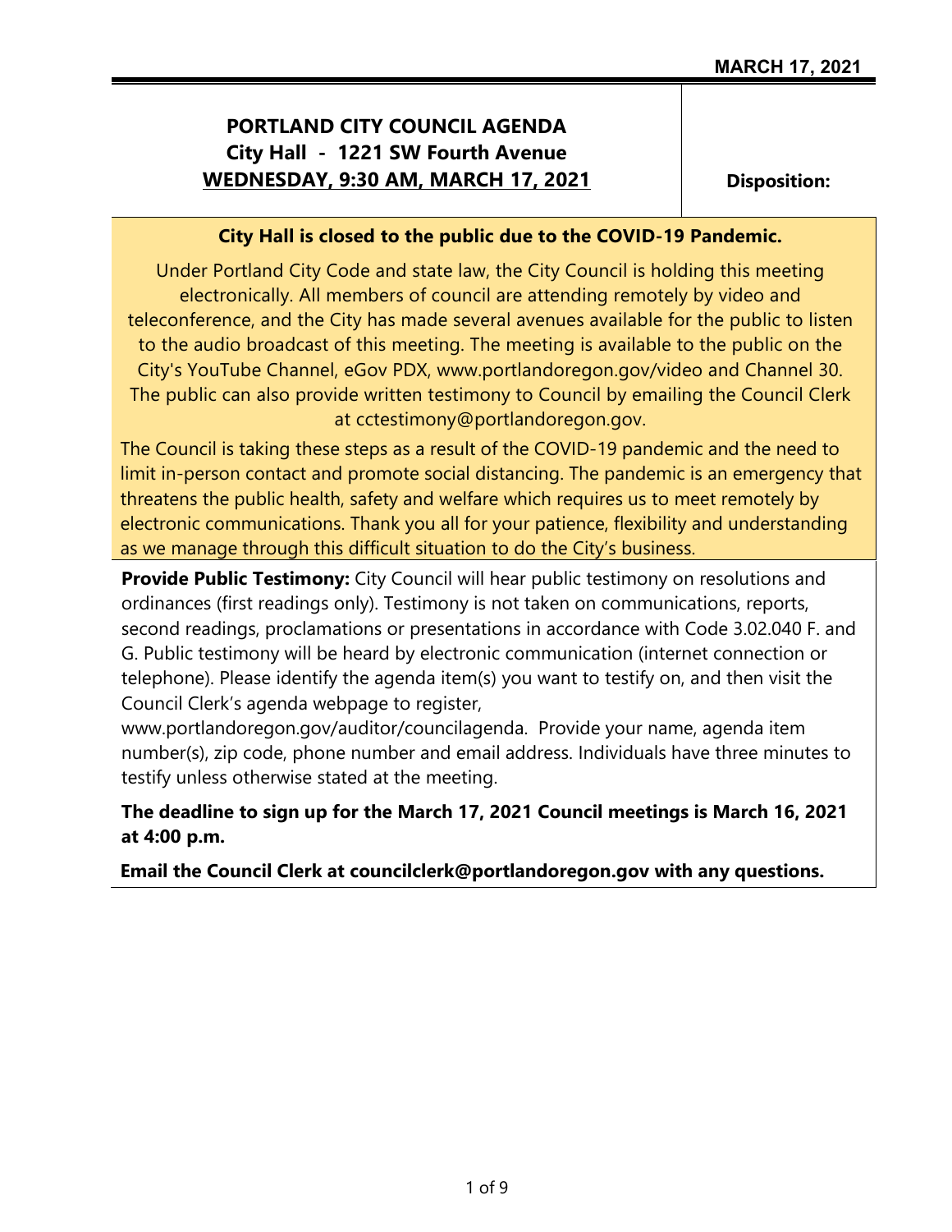MARCH 17, 2021

# PORTLAND CITY COUNCIL AGENDA
## City Hall - 1221 SW Fourth Avenue
## WEDNESDAY, 9:30 AM, MARCH 17, 2021

**Disposition:**

**City Hall is closed to the public due to the COVID-19 Pandemic.**

Under Portland City Code and state law, the City Council is holding this meeting electronically. All members of council are attending remotely by video and teleconference, and the City has made several avenues available for the public to listen to the audio broadcast of this meeting. The meeting is available to the public on the City's YouTube Channel, eGov PDX, www.portlandoregon.gov/video and Channel 30. The public can also provide written testimony to Council by emailing the Council Clerk at cctestimony@portlandoregon.gov.

The Council is taking these steps as a result of the COVID-19 pandemic and the need to limit in-person contact and promote social distancing. The pandemic is an emergency that threatens the public health, safety and welfare which requires us to meet remotely by electronic communications. Thank you all for your patience, flexibility and understanding as we manage through this difficult situation to do the City's business.

**Provide Public Testimony:** City Council will hear public testimony on resolutions and ordinances (first readings only). Testimony is not taken on communications, reports, second readings, proclamations or presentations in accordance with Code 3.02.040 F. and G. Public testimony will be heard by electronic communication (internet connection or telephone). Please identify the agenda item(s) you want to testify on, and then visit the Council Clerk's agenda webpage to register, www.portlandoregon.gov/auditor/councilagenda. Provide your name, agenda item number(s), zip code, phone number and email address. Individuals have three minutes to testify unless otherwise stated at the meeting.

**The deadline to sign up for the March 17, 2021 Council meetings is March 16, 2021 at 4:00 p.m.**

**Email the Council Clerk at councilclerk@portlandoregon.gov with any questions.**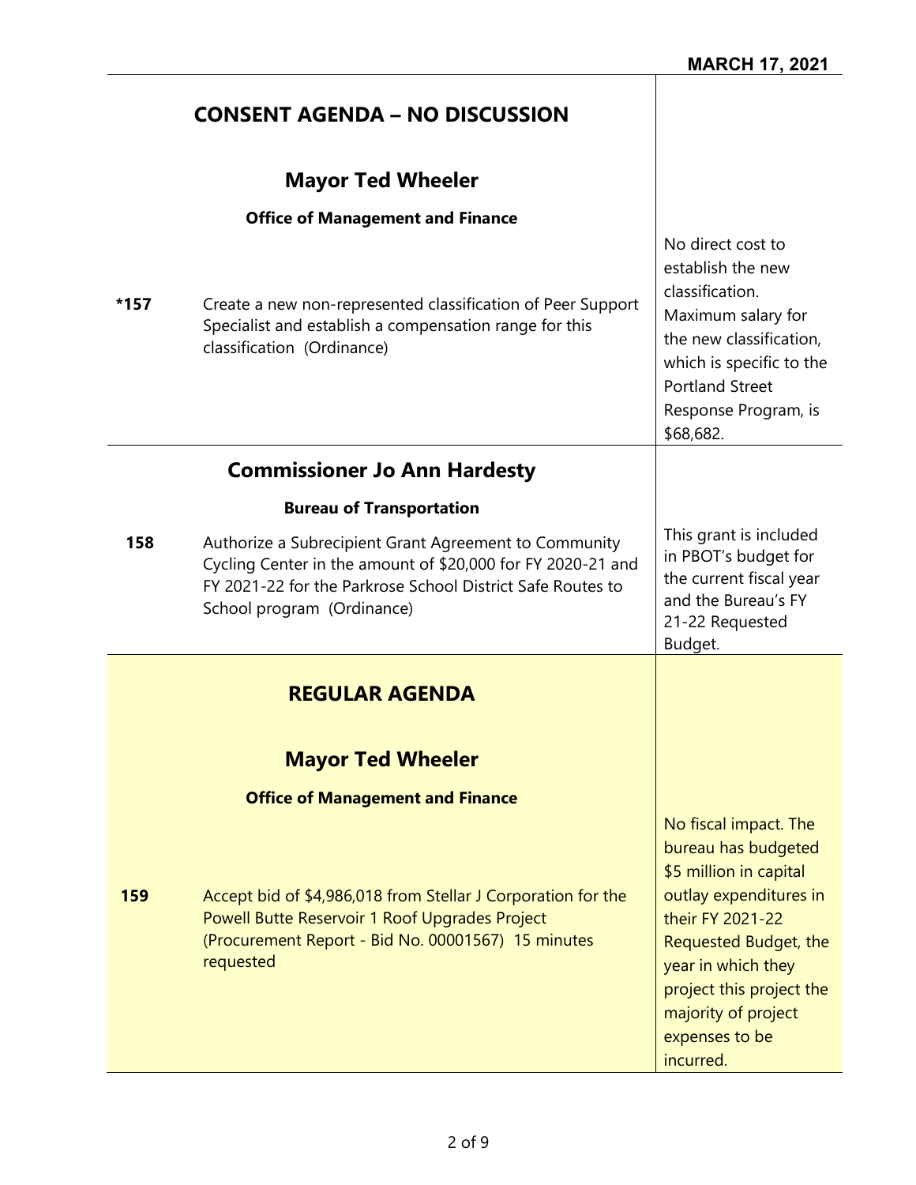**MARCH 17, 2021**

## CONSENT AGENDA – NO DISCUSSION

### Mayor Ted Wheeler

**Office of Management and Finance**

| | | |
|---|---|---|
| ***157** | Create a new non-represented classification of Peer Support Specialist and establish a compensation range for this classification (Ordinance) | No direct cost to establish the new classification. Maximum salary for the new classification, which is specific to the Portland Street Response Program, is $68,682. |

### Commissioner Jo Ann Hardesty

**Bureau of Transportation**

| | | |
|---|---|---|
| **158** | Authorize a Subrecipient Grant Agreement to Community Cycling Center in the amount of $20,000 for FY 2020-21 and FY 2021-22 for the Parkrose School District Safe Routes to School program (Ordinance) | This grant is included in PBOT's budget for the current fiscal year and the Bureau's FY 21-22 Requested Budget. |

## REGULAR AGENDA

### Mayor Ted Wheeler

**Office of Management and Finance**

| | | |
|---|---|---|
| **159** | Accept bid of $4,986,018 from Stellar J Corporation for the Powell Butte Reservoir 1 Roof Upgrades Project (Procurement Report - Bid No. 00001567) 15 minutes requested | No fiscal impact. The bureau has budgeted $5 million in capital outlay expenditures in their FY 2021-22 Requested Budget, the year in which they project this project the majority of project expenses to be incurred. |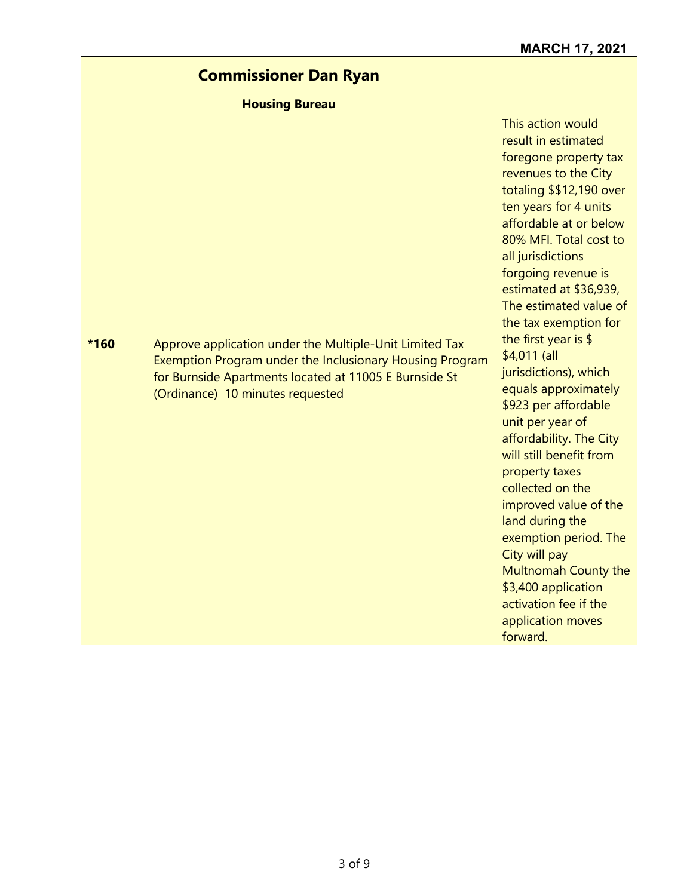**MARCH 17, 2021**

## Commissioner Dan Ryan

### Housing Bureau

| | | |
|---|---|---|
| *160 | Approve application under the Multiple-Unit Limited Tax Exemption Program under the Inclusionary Housing Program for Burnside Apartments located at 11005 E Burnside St (Ordinance) 10 minutes requested | This action would result in estimated foregone property tax revenues to the City totaling $$12,190 over ten years for 4 units affordable at or below 80% MFI. Total cost to all jurisdictions forgoing revenue is estimated at $36,939, The estimated value of the tax exemption for the first year is $ $4,011 (all jurisdictions), which equals approximately $923 per affordable unit per year of affordability. The City will still benefit from property taxes collected on the improved value of the land during the exemption period. The City will pay Multnomah County the $3,400 application activation fee if the application moves forward. |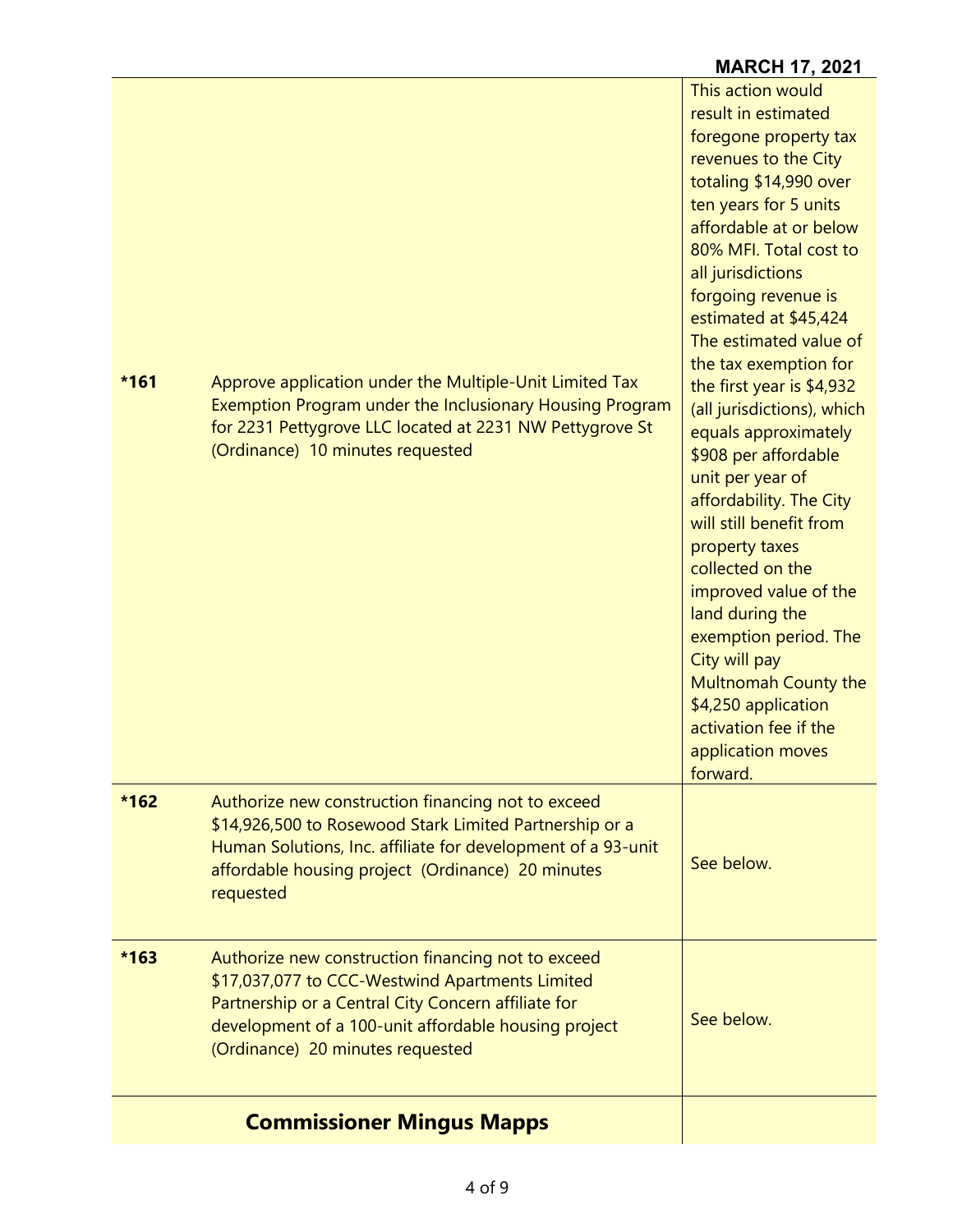**MARCH 17, 2021**

| | | |
|---|---|---|
| **\*161** | Approve application under the Multiple-Unit Limited Tax Exemption Program under the Inclusionary Housing Program for 2231 Pettygrove LLC located at 2231 NW Pettygrove St (Ordinance) 10 minutes requested | This action would result in estimated foregone property tax revenues to the City totaling $14,990 over ten years for 5 units affordable at or below 80% MFI. Total cost to all jurisdictions forgoing revenue is estimated at $45,424 The estimated value of the tax exemption for the first year is $4,932 (all jurisdictions), which equals approximately $908 per affordable unit per year of affordability. The City will still benefit from property taxes collected on the improved value of the land during the exemption period. The City will pay Multnomah County the $4,250 application activation fee if the application moves forward. |
| **\*162** | Authorize new construction financing not to exceed $14,926,500 to Rosewood Stark Limited Partnership or a Human Solutions, Inc. affiliate for development of a 93-unit affordable housing project (Ordinance) 20 minutes requested | See below. |
| **\*163** | Authorize new construction financing not to exceed $17,037,077 to CCC-Westwind Apartments Limited Partnership or a Central City Concern affiliate for development of a 100-unit affordable housing project (Ordinance) 20 minutes requested | See below. |
| | **Commissioner Mingus Mapps** | |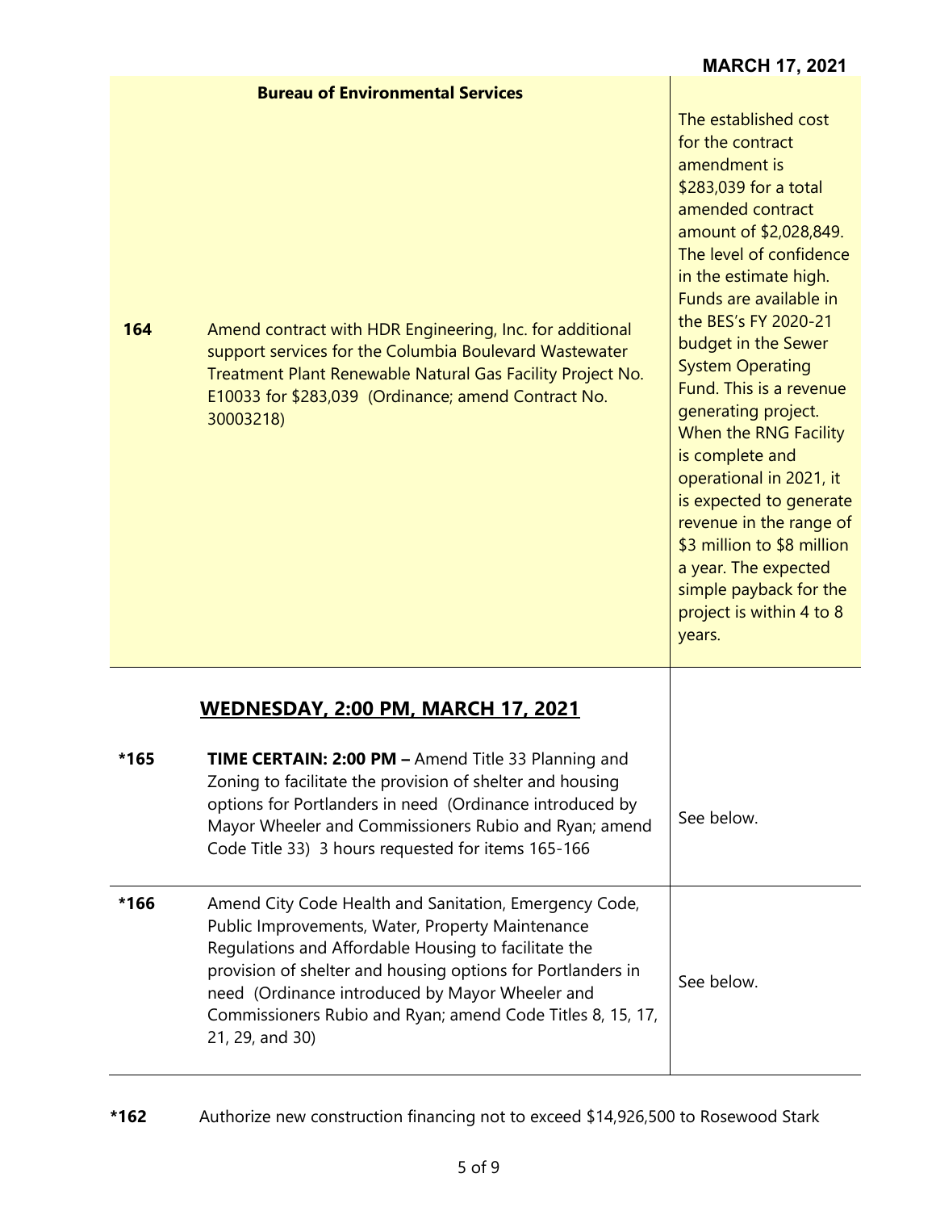| | Bureau of Environmental Services | |
|---|---|---|
| **164** | Amend contract with HDR Engineering, Inc. for additional support services for the Columbia Boulevard Wastewater Treatment Plant Renewable Natural Gas Facility Project No. E10033 for $283,039 (Ordinance; amend Contract No. 30003218) | The established cost for the contract amendment is $283,039 for a total amended contract amount of $2,028,849. The level of confidence in the estimate high. Funds are available in the BES's FY 2020-21 budget in the Sewer System Operating Fund. This is a revenue generating project. When the RNG Facility is complete and operational in 2021, it is expected to generate revenue in the range of $3 million to $8 million a year. The expected simple payback for the project is within 4 to 8 years. |
| | **WEDNESDAY, 2:00 PM, MARCH 17, 2021** | |
| ***165** | **TIME CERTAIN: 2:00 PM –** Amend Title 33 Planning and Zoning to facilitate the provision of shelter and housing options for Portlanders in need (Ordinance introduced by Mayor Wheeler and Commissioners Rubio and Ryan; amend Code Title 33) 3 hours requested for items 165-166 | See below. |
| ***166** | Amend City Code Health and Sanitation, Emergency Code, Public Improvements, Water, Property Maintenance Regulations and Affordable Housing to facilitate the provision of shelter and housing options for Portlanders in need (Ordinance introduced by Mayor Wheeler and Commissioners Rubio and Ryan; amend Code Titles 8, 15, 17, 21, 29, and 30) | See below. |

**\*162** Authorize new construction financing not to exceed $14,926,500 to Rosewood Stark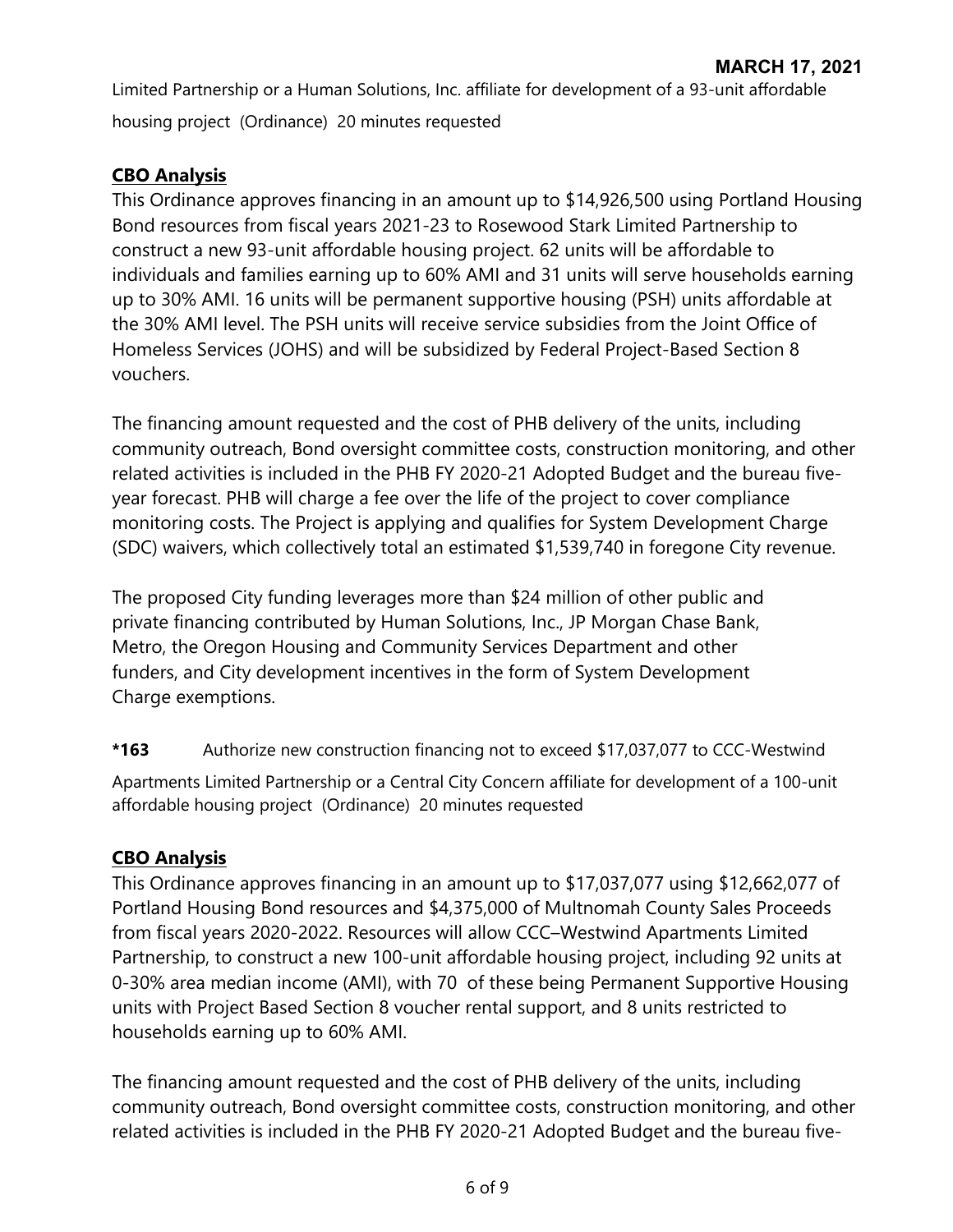Limited Partnership or a Human Solutions, Inc. affiliate for development of a 93-unit affordable housing project (Ordinance) 20 minutes requested

**CBO Analysis**

This Ordinance approves financing in an amount up to $14,926,500 using Portland Housing Bond resources from fiscal years 2021-23 to Rosewood Stark Limited Partnership to construct a new 93-unit affordable housing project. 62 units will be affordable to individuals and families earning up to 60% AMI and 31 units will serve households earning up to 30% AMI. 16 units will be permanent supportive housing (PSH) units affordable at the 30% AMI level. The PSH units will receive service subsidies from the Joint Office of Homeless Services (JOHS) and will be subsidized by Federal Project-Based Section 8 vouchers.

The financing amount requested and the cost of PHB delivery of the units, including community outreach, Bond oversight committee costs, construction monitoring, and other related activities is included in the PHB FY 2020-21 Adopted Budget and the bureau five-year forecast. PHB will charge a fee over the life of the project to cover compliance monitoring costs. The Project is applying and qualifies for System Development Charge (SDC) waivers, which collectively total an estimated $1,539,740 in foregone City revenue.

The proposed City funding leverages more than $24 million of other public and private financing contributed by Human Solutions, Inc., JP Morgan Chase Bank, Metro, the Oregon Housing and Community Services Department and other funders, and City development incentives in the form of System Development Charge exemptions.

**\*163** Authorize new construction financing not to exceed $17,037,077 to CCC-Westwind Apartments Limited Partnership or a Central City Concern affiliate for development of a 100-unit affordable housing project (Ordinance) 20 minutes requested

**CBO Analysis**

This Ordinance approves financing in an amount up to $17,037,077 using $12,662,077 of Portland Housing Bond resources and $4,375,000 of Multnomah County Sales Proceeds from fiscal years 2020-2022. Resources will allow CCC–Westwind Apartments Limited Partnership, to construct a new 100-unit affordable housing project, including 92 units at 0-30% area median income (AMI), with 70 of these being Permanent Supportive Housing units with Project Based Section 8 voucher rental support, and 8 units restricted to households earning up to 60% AMI.

The financing amount requested and the cost of PHB delivery of the units, including community outreach, Bond oversight committee costs, construction monitoring, and other related activities is included in the PHB FY 2020-21 Adopted Budget and the bureau five-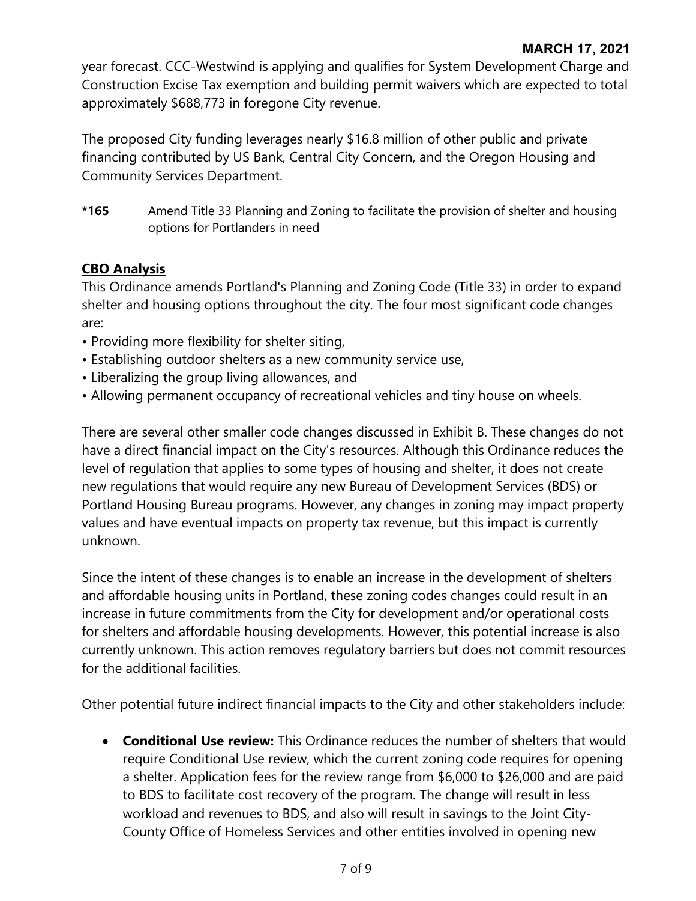year forecast. CCC-Westwind is applying and qualifies for System Development Charge and Construction Excise Tax exemption and building permit waivers which are expected to total approximately $688,773 in foregone City revenue.

The proposed City funding leverages nearly $16.8 million of other public and private financing contributed by US Bank, Central City Concern, and the Oregon Housing and Community Services Department.

**\*165** Amend Title 33 Planning and Zoning to facilitate the provision of shelter and housing options for Portlanders in need

**CBO Analysis**

This Ordinance amends Portland's Planning and Zoning Code (Title 33) in order to expand shelter and housing options throughout the city. The four most significant code changes are:

- Providing more flexibility for shelter siting,
- Establishing outdoor shelters as a new community service use,
- Liberalizing the group living allowances, and
- Allowing permanent occupancy of recreational vehicles and tiny house on wheels.

There are several other smaller code changes discussed in Exhibit B. These changes do not have a direct financial impact on the City's resources. Although this Ordinance reduces the level of regulation that applies to some types of housing and shelter, it does not create new regulations that would require any new Bureau of Development Services (BDS) or Portland Housing Bureau programs. However, any changes in zoning may impact property values and have eventual impacts on property tax revenue, but this impact is currently unknown.

Since the intent of these changes is to enable an increase in the development of shelters and affordable housing units in Portland, these zoning codes changes could result in an increase in future commitments from the City for development and/or operational costs for shelters and affordable housing developments. However, this potential increase is also currently unknown. This action removes regulatory barriers but does not commit resources for the additional facilities.

Other potential future indirect financial impacts to the City and other stakeholders include:

- **Conditional Use review:** This Ordinance reduces the number of shelters that would require Conditional Use review, which the current zoning code requires for opening a shelter. Application fees for the review range from $6,000 to $26,000 and are paid to BDS to facilitate cost recovery of the program. The change will result in less workload and revenues to BDS, and also will result in savings to the Joint City-County Office of Homeless Services and other entities involved in opening new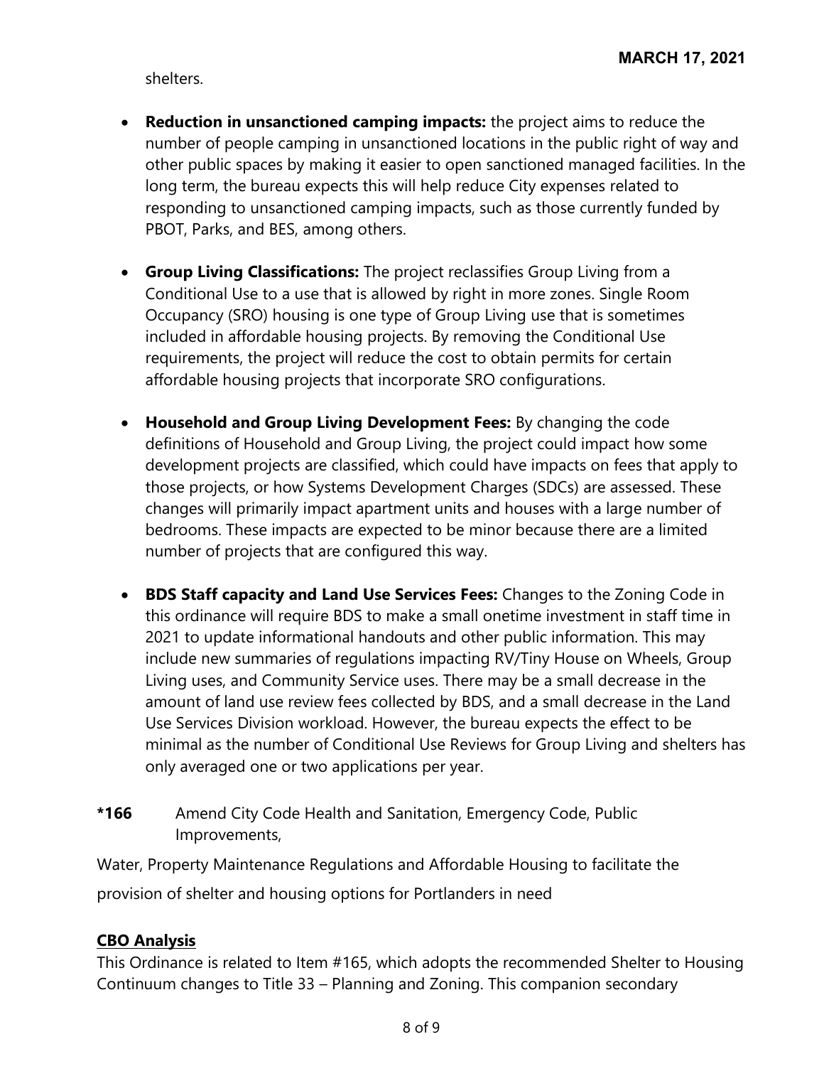shelters.

- **Reduction in unsanctioned camping impacts:** the project aims to reduce the number of people camping in unsanctioned locations in the public right of way and other public spaces by making it easier to open sanctioned managed facilities. In the long term, the bureau expects this will help reduce City expenses related to responding to unsanctioned camping impacts, such as those currently funded by PBOT, Parks, and BES, among others.

- **Group Living Classifications:** The project reclassifies Group Living from a Conditional Use to a use that is allowed by right in more zones. Single Room Occupancy (SRO) housing is one type of Group Living use that is sometimes included in affordable housing projects. By removing the Conditional Use requirements, the project will reduce the cost to obtain permits for certain affordable housing projects that incorporate SRO configurations.

- **Household and Group Living Development Fees:** By changing the code definitions of Household and Group Living, the project could impact how some development projects are classified, which could have impacts on fees that apply to those projects, or how Systems Development Charges (SDCs) are assessed. These changes will primarily impact apartment units and houses with a large number of bedrooms. These impacts are expected to be minor because there are a limited number of projects that are configured this way.

- **BDS Staff capacity and Land Use Services Fees:** Changes to the Zoning Code in this ordinance will require BDS to make a small onetime investment in staff time in 2021 to update informational handouts and other public information. This may include new summaries of regulations impacting RV/Tiny House on Wheels, Group Living uses, and Community Service uses. There may be a small decrease in the amount of land use review fees collected by BDS, and a small decrease in the Land Use Services Division workload. However, the bureau expects the effect to be minimal as the number of Conditional Use Reviews for Group Living and shelters has only averaged one or two applications per year.

**\*166** Amend City Code Health and Sanitation, Emergency Code, Public Improvements,

Water, Property Maintenance Regulations and Affordable Housing to facilitate the provision of shelter and housing options for Portlanders in need

**CBO Analysis**

This Ordinance is related to Item #165, which adopts the recommended Shelter to Housing Continuum changes to Title 33 – Planning and Zoning. This companion secondary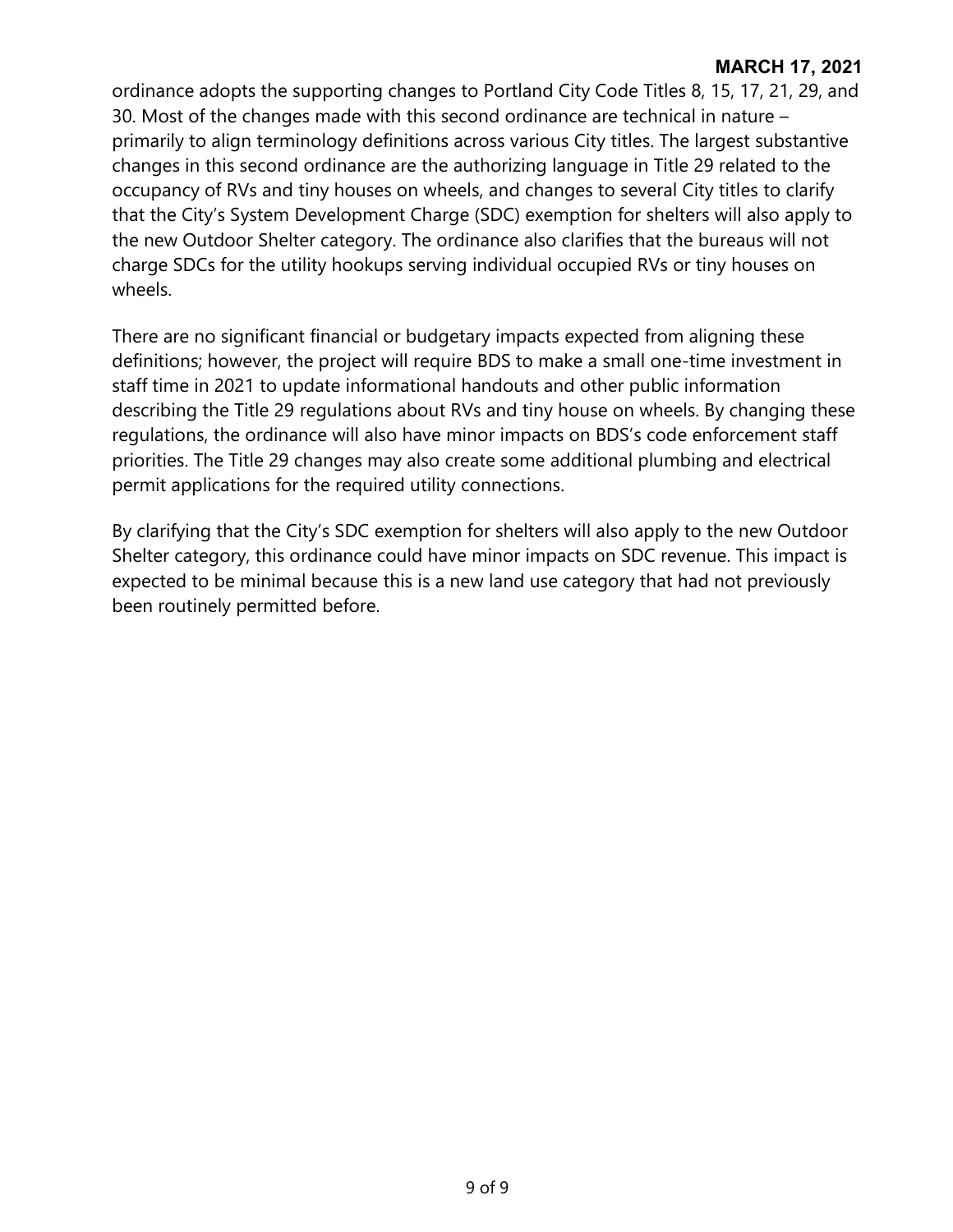ordinance adopts the supporting changes to Portland City Code Titles 8, 15, 17, 21, 29, and 30. Most of the changes made with this second ordinance are technical in nature – primarily to align terminology definitions across various City titles. The largest substantive changes in this second ordinance are the authorizing language in Title 29 related to the occupancy of RVs and tiny houses on wheels, and changes to several City titles to clarify that the City's System Development Charge (SDC) exemption for shelters will also apply to the new Outdoor Shelter category. The ordinance also clarifies that the bureaus will not charge SDCs for the utility hookups serving individual occupied RVs or tiny houses on wheels.

There are no significant financial or budgetary impacts expected from aligning these definitions; however, the project will require BDS to make a small one-time investment in staff time in 2021 to update informational handouts and other public information describing the Title 29 regulations about RVs and tiny house on wheels. By changing these regulations, the ordinance will also have minor impacts on BDS's code enforcement staff priorities. The Title 29 changes may also create some additional plumbing and electrical permit applications for the required utility connections.

By clarifying that the City's SDC exemption for shelters will also apply to the new Outdoor Shelter category, this ordinance could have minor impacts on SDC revenue. This impact is expected to be minimal because this is a new land use category that had not previously been routinely permitted before.